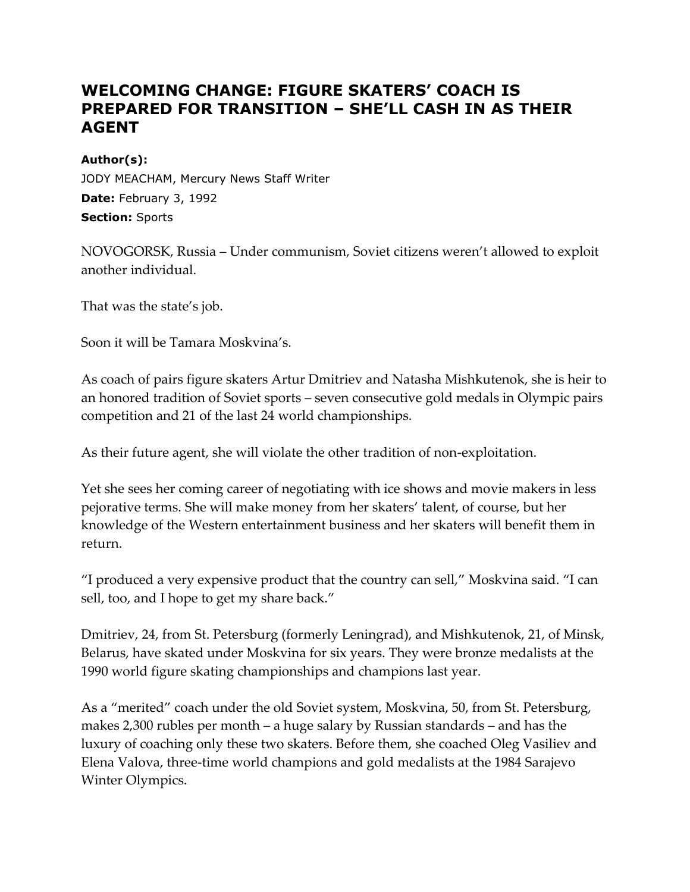# WELCOMING CHANGE: FIGURE SKATERS' COACH IS PREPARED FOR TRANSITION – SHE'LL CASH IN AS THEIR AGENT

**Author(s):**
JODY MEACHAM, Mercury News Staff Writer
**Date:** February 3, 1992
**Section:** Sports

NOVOGORSK, Russia – Under communism, Soviet citizens weren't allowed to exploit another individual.

That was the state's job.

Soon it will be Tamara Moskvina's.

As coach of pairs figure skaters Artur Dmitriev and Natasha Mishkutenok, she is heir to an honored tradition of Soviet sports – seven consecutive gold medals in Olympic pairs competition and 21 of the last 24 world championships.

As their future agent, she will violate the other tradition of non-exploitation.

Yet she sees her coming career of negotiating with ice shows and movie makers in less pejorative terms. She will make money from her skaters' talent, of course, but her knowledge of the Western entertainment business and her skaters will benefit them in return.

"I produced a very expensive product that the country can sell," Moskvina said. "I can sell, too, and I hope to get my share back."

Dmitriev, 24, from St. Petersburg (formerly Leningrad), and Mishkutenok, 21, of Minsk, Belarus, have skated under Moskvina for six years. They were bronze medalists at the 1990 world figure skating championships and champions last year.

As a "merited" coach under the old Soviet system, Moskvina, 50, from St. Petersburg, makes 2,300 rubles per month – a huge salary by Russian standards – and has the luxury of coaching only these two skaters. Before them, she coached Oleg Vasiliev and Elena Valova, three-time world champions and gold medalists at the 1984 Sarajevo Winter Olympics.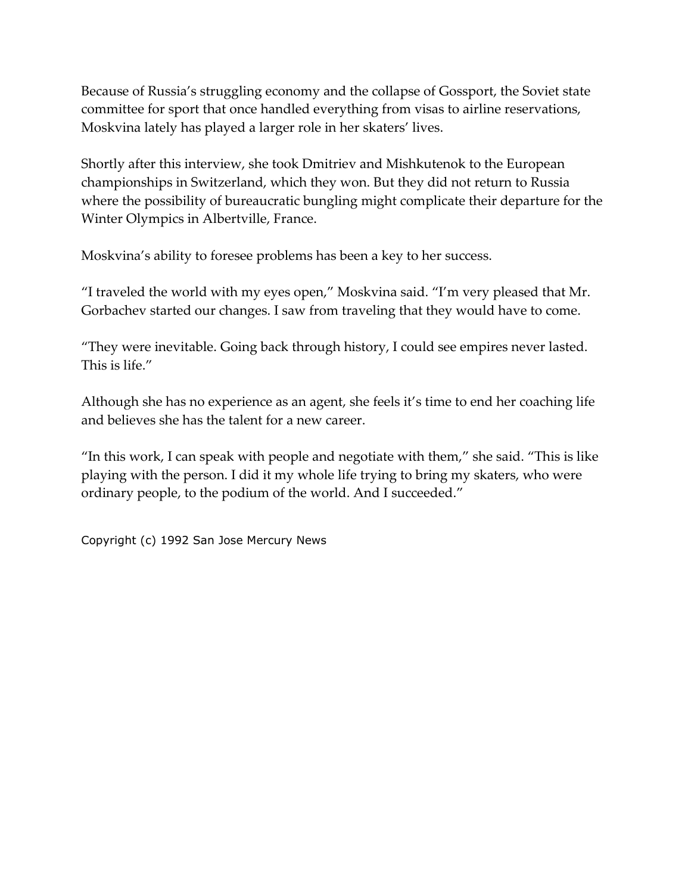Because of Russia's struggling economy and the collapse of Gossport, the Soviet state committee for sport that once handled everything from visas to airline reservations, Moskvina lately has played a larger role in her skaters' lives.

Shortly after this interview, she took Dmitriev and Mishkutenok to the European championships in Switzerland, which they won. But they did not return to Russia where the possibility of bureaucratic bungling might complicate their departure for the Winter Olympics in Albertville, France.

Moskvina's ability to foresee problems has been a key to her success.

"I traveled the world with my eyes open," Moskvina said. "I'm very pleased that Mr. Gorbachev started our changes. I saw from traveling that they would have to come.

"They were inevitable. Going back through history, I could see empires never lasted. This is life."

Although she has no experience as an agent, she feels it's time to end her coaching life and believes she has the talent for a new career.

"In this work, I can speak with people and negotiate with them," she said. "This is like playing with the person. I did it my whole life trying to bring my skaters, who were ordinary people, to the podium of the world. And I succeeded."

Copyright (c) 1992 San Jose Mercury News